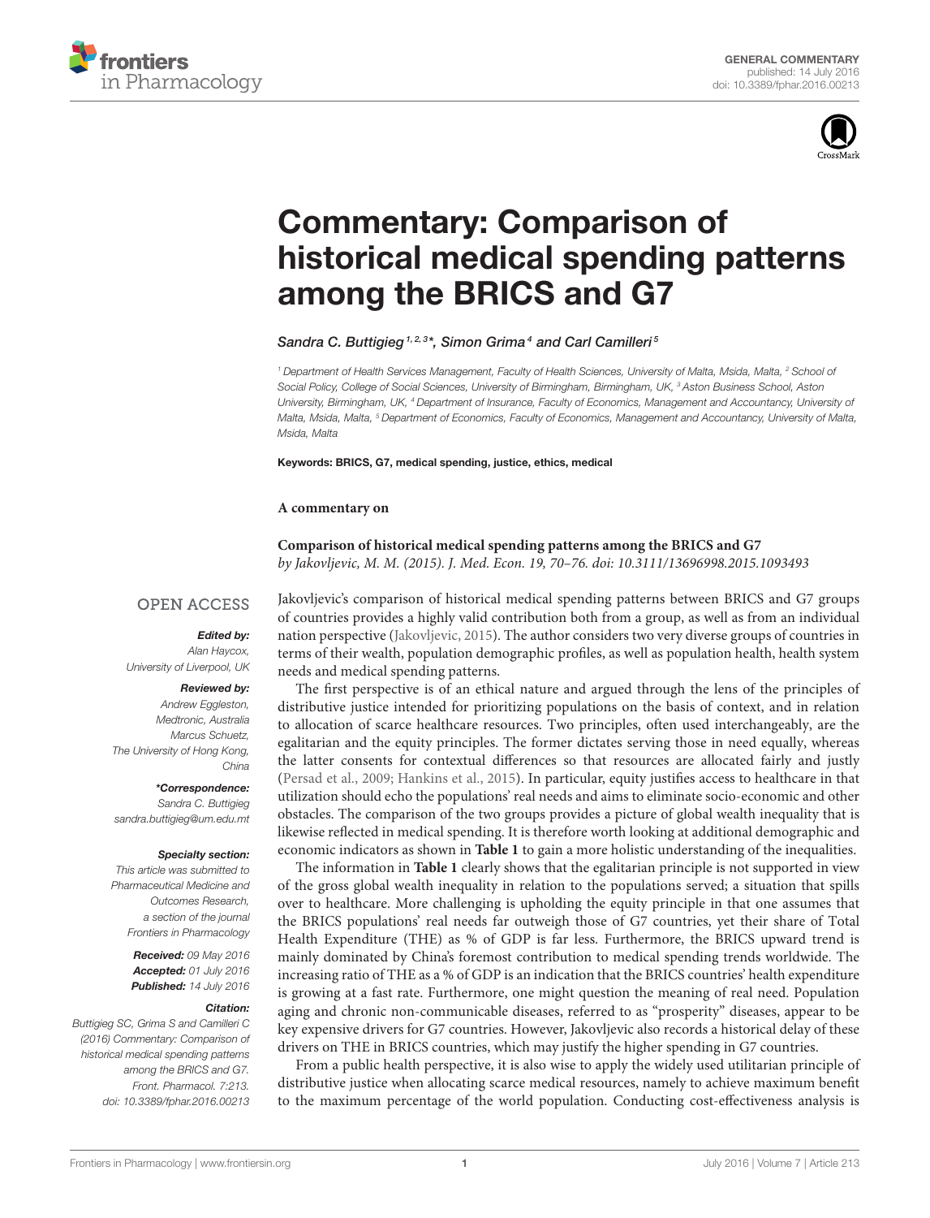GENERAL COMMENTARY
published: 14 July 2016
doi: 10.3389/fphar.2016.00213

# Commentary: Comparison of historical medical spending patterns among the BRICS and G7

*Sandra C. Buttigieg[1,2,3]\*, Simon Grima[4] and Carl Camilleri[5]*

[1] Department of Health Services Management, Faculty of Health Sciences, University of Malta, Msida, Malta, [2] School of Social Policy, College of Social Sciences, University of Birmingham, Birmingham, UK, [3] Aston Business School, Aston University, Birmingham, UK, [4] Department of Insurance, Faculty of Economics, Management and Accountancy, University of Malta, Msida, Malta, [5] Department of Economics, Faculty of Economics, Management and Accountancy, University of Malta, Msida, Malta

**Keywords: BRICS, G7, medical spending, justice, ethics, medical**

**A commentary on**

**Comparison of historical medical spending patterns among the BRICS and G7**
*by Jakovljevic, M. M. (2015). J. Med. Econ. 19, 70–76. doi: 10.3111/13696998.2015.1093493*

OPEN ACCESS

***Edited by:***
Alan Haycox,
University of Liverpool, UK

***Reviewed by:***
Andrew Eggleston,
Medtronic, Australia
Marcus Schuetz,
The University of Hong Kong, China

***\*Correspondence:***
Sandra C. Buttigieg
sandra.buttigieg@um.edu.mt

***Specialty section:***
This article was submitted to Pharmaceutical Medicine and Outcomes Research, a section of the journal Frontiers in Pharmacology

***Received:*** 09 May 2016
***Accepted:*** 01 July 2016
***Published:*** 14 July 2016

***Citation:***
Buttigieg SC, Grima S and Camilleri C (2016) Commentary: Comparison of historical medical spending patterns among the BRICS and G7. Front. Pharmacol. 7:213. doi: 10.3389/fphar.2016.00213

Jakovljevic's comparison of historical medical spending patterns between BRICS and G7 groups of countries provides a highly valid contribution both from a group, as well as from an individual nation perspective (Jakovljevic, 2015). The author considers two very diverse groups of countries in terms of their wealth, population demographic profiles, as well as population health, health system needs and medical spending patterns.

The first perspective is of an ethical nature and argued through the lens of the principles of distributive justice intended for prioritizing populations on the basis of context, and in relation to allocation of scarce healthcare resources. Two principles, often used interchangeably, are the egalitarian and the equity principles. The former dictates serving those in need equally, whereas the latter consents for contextual differences so that resources are allocated fairly and justly (Persad et al., 2009; Hankins et al., 2015). In particular, equity justifies access to healthcare in that utilization should echo the populations' real needs and aims to eliminate socio-economic and other obstacles. The comparison of the two groups provides a picture of global wealth inequality that is likewise reflected in medical spending. It is therefore worth looking at additional demographic and economic indicators as shown in **Table 1** to gain a more holistic understanding of the inequalities.

The information in **Table 1** clearly shows that the egalitarian principle is not supported in view of the gross global wealth inequality in relation to the populations served; a situation that spills over to healthcare. More challenging is upholding the equity principle in that one assumes that the BRICS populations' real needs far outweigh those of G7 countries, yet their share of Total Health Expenditure (THE) as % of GDP is far less. Furthermore, the BRICS upward trend is mainly dominated by China's foremost contribution to medical spending trends worldwide. The increasing ratio of THE as a % of GDP is an indication that the BRICS countries' health expenditure is growing at a fast rate. Furthermore, one might question the meaning of real need. Population aging and chronic non-communicable diseases, referred to as "prosperity" diseases, appear to be key expensive drivers for G7 countries. However, Jakovljevic also records a historical delay of these drivers on THE in BRICS countries, which may justify the higher spending in G7 countries.

From a public health perspective, it is also wise to apply the widely used utilitarian principle of distributive justice when allocating scarce medical resources, namely to achieve maximum benefit to the maximum percentage of the world population. Conducting cost-effectiveness analysis is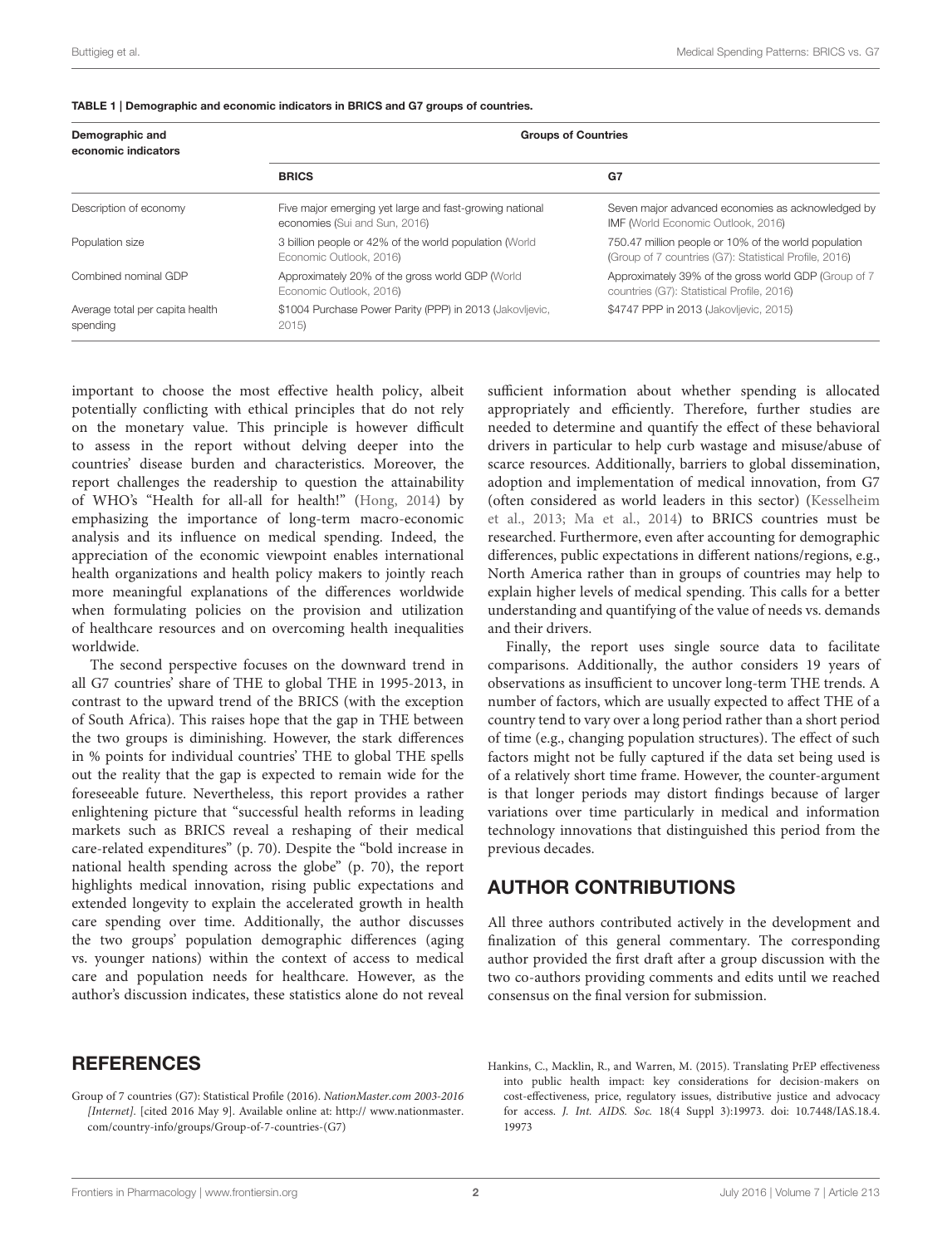**TABLE 1 | Demographic and economic indicators in BRICS and G7 groups of countries.**

| Demographic and economic indicators | Groups of Countries | |
|---|---|---|
| | **BRICS** | **G7** |
| Description of economy | Five major emerging yet large and fast-growing national economies (Sui and Sun, 2016) | Seven major advanced economies as acknowledged by IMF (World Economic Outlook, 2016) |
| Population size | 3 billion people or 42% of the world population (World Economic Outlook, 2016) | 750.47 million people or 10% of the world population (Group of 7 countries (G7): Statistical Profile, 2016) |
| Combined nominal GDP | Approximately 20% of the gross world GDP (World Economic Outlook, 2016) | Approximately 39% of the gross world GDP (Group of 7 countries (G7): Statistical Profile, 2016) |
| Average total per capita health spending | $1004 Purchase Power Parity (PPP) in 2013 (Jakovljevic, 2015) | $4747 PPP in 2013 (Jakovljevic, 2015) |

important to choose the most effective health policy, albeit potentially conflicting with ethical principles that do not rely on the monetary value. This principle is however difficult to assess in the report without delving deeper into the countries' disease burden and characteristics. Moreover, the report challenges the readership to question the attainability of WHO's "Health for all-all for health!" (Hong, 2014) by emphasizing the importance of long-term macro-economic analysis and its influence on medical spending. Indeed, the appreciation of the economic viewpoint enables international health organizations and health policy makers to jointly reach more meaningful explanations of the differences worldwide when formulating policies on the provision and utilization of healthcare resources and on overcoming health inequalities worldwide.

The second perspective focuses on the downward trend in all G7 countries' share of THE to global THE in 1995-2013, in contrast to the upward trend of the BRICS (with the exception of South Africa). This raises hope that the gap in THE between the two groups is diminishing. However, the stark differences in % points for individual countries' THE to global THE spells out the reality that the gap is expected to remain wide for the foreseeable future. Nevertheless, this report provides a rather enlightening picture that "successful health reforms in leading markets such as BRICS reveal a reshaping of their medical care-related expenditures" (p. 70). Despite the "bold increase in national health spending across the globe" (p. 70), the report highlights medical innovation, rising public expectations and extended longevity to explain the accelerated growth in health care spending over time. Additionally, the author discusses the two groups' population demographic differences (aging vs. younger nations) within the context of access to medical care and population needs for healthcare. However, as the author's discussion indicates, these statistics alone do not reveal sufficient information about whether spending is allocated appropriately and efficiently. Therefore, further studies are needed to determine and quantify the effect of these behavioral drivers in particular to help curb wastage and misuse/abuse of scarce resources. Additionally, barriers to global dissemination, adoption and implementation of medical innovation, from G7 (often considered as world leaders in this sector) (Kesselheim et al., 2013; Ma et al., 2014) to BRICS countries must be researched. Furthermore, even after accounting for demographic differences, public expectations in different nations/regions, e.g., North America rather than in groups of countries may help to explain higher levels of medical spending. This calls for a better understanding and quantifying of the value of needs vs. demands and their drivers.

Finally, the report uses single source data to facilitate comparisons. Additionally, the author considers 19 years of observations as insufficient to uncover long-term THE trends. A number of factors, which are usually expected to affect THE of a country tend to vary over a long period rather than a short period of time (e.g., changing population structures). The effect of such factors might not be fully captured if the data set being used is of a relatively short time frame. However, the counter-argument is that longer periods may distort findings because of larger variations over time particularly in medical and information technology innovations that distinguished this period from the previous decades.

## AUTHOR CONTRIBUTIONS

All three authors contributed actively in the development and finalization of this general commentary. The corresponding author provided the first draft after a group discussion with the two co-authors providing comments and edits until we reached consensus on the final version for submission.

## REFERENCES

Group of 7 countries (G7): Statistical Profile (2016). *NationMaster.com 2003-2016 [Internet]*. [cited 2016 May 9]. Available online at: http:// www.nationmaster.com/country-info/groups/Group-of-7-countries-(G7)

Hankins, C., Macklin, R., and Warren, M. (2015). Translating PrEP effectiveness into public health impact: key considerations for decision-makers on cost-effectiveness, price, regulatory issues, distributive justice and advocacy for access. *J. Int. AIDS. Soc.* 18(4 Suppl 3):19973. doi: 10.7448/IAS.18.4.19973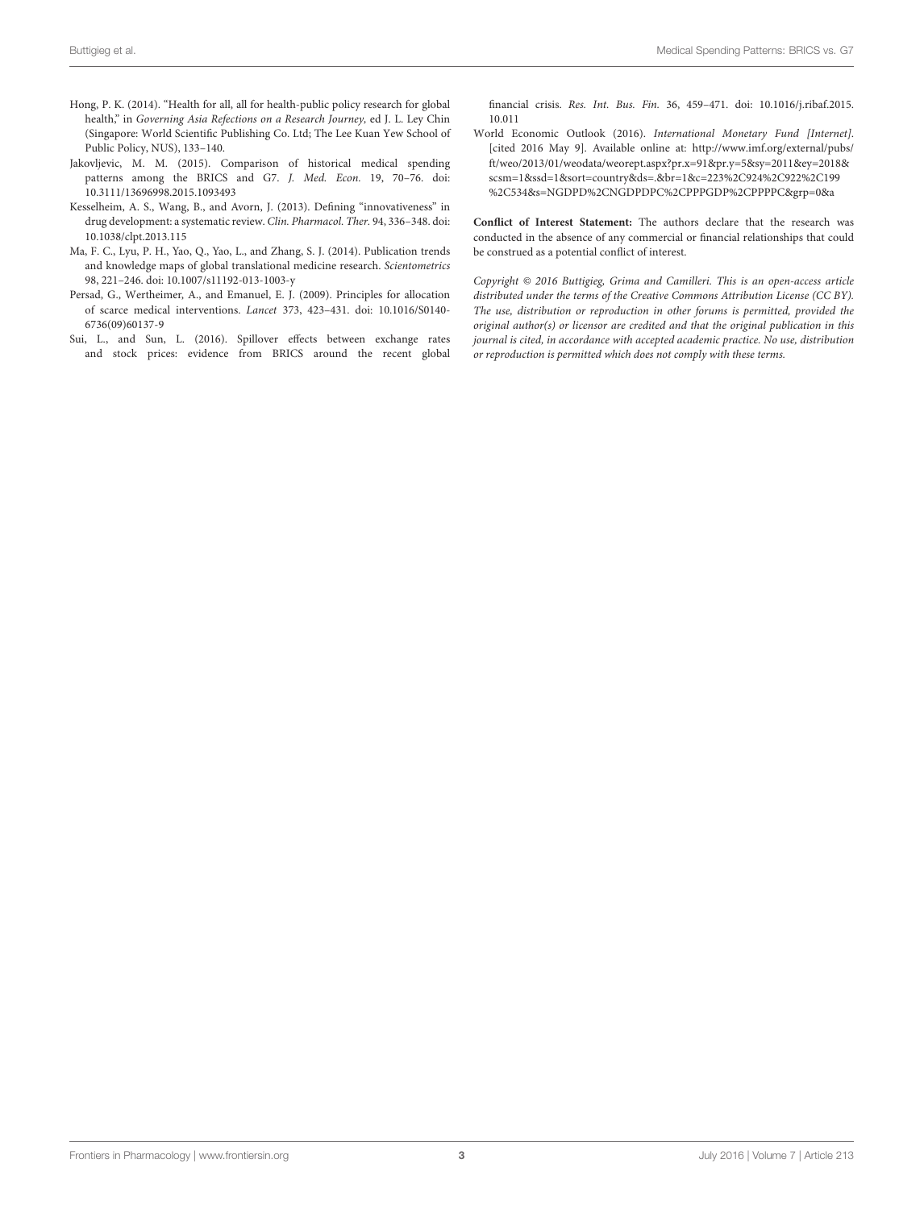Hong, P. K. (2014). "Health for all, all for health-public policy research for global health," in *Governing Asia Refections on a Research Journey*, ed J. L. Ley Chin (Singapore: World Scientific Publishing Co. Ltd; The Lee Kuan Yew School of Public Policy, NUS), 133–140.

Jakovljevic, M. M. (2015). Comparison of historical medical spending patterns among the BRICS and G7. *J. Med. Econ.* 19, 70–76. doi: 10.3111/13696998.2015.1093493

Kesselheim, A. S., Wang, B., and Avorn, J. (2013). Defining "innovativeness" in drug development: a systematic review. *Clin. Pharmacol. Ther.* 94, 336–348. doi: 10.1038/clpt.2013.115

Ma, F. C., Lyu, P. H., Yao, Q., Yao, L., and Zhang, S. J. (2014). Publication trends and knowledge maps of global translational medicine research. *Scientometrics* 98, 221–246. doi: 10.1007/s11192-013-1003-y

Persad, G., Wertheimer, A., and Emanuel, E. J. (2009). Principles for allocation of scarce medical interventions. *Lancet* 373, 423–431. doi: 10.1016/S0140-6736(09)60137-9

Sui, L., and Sun, L. (2016). Spillover effects between exchange rates and stock prices: evidence from BRICS around the recent global financial crisis. *Res. Int. Bus. Fin.* 36, 459–471. doi: 10.1016/j.ribaf.2015.10.011

World Economic Outlook (2016). *International Monetary Fund [Internet]*. [cited 2016 May 9]. Available online at: http://www.imf.org/external/pubs/ft/weo/2013/01/weodata/weorept.aspx?pr.x=91&pr.y=5&sy=2011&ey=2018&scsm=1&ssd=1&sort=country&ds=.&br=1&c=223%2C924%2C922%2C199%2C534&s=NGDPD%2CNGDPDPC%2CPPPGDP%2CPPPPC&grp=0&a

**Conflict of Interest Statement:** The authors declare that the research was conducted in the absence of any commercial or financial relationships that could be construed as a potential conflict of interest.

*Copyright © 2016 Buttigieg, Grima and Camilleri. This is an open-access article distributed under the terms of the Creative Commons Attribution License (CC BY). The use, distribution or reproduction in other forums is permitted, provided the original author(s) or licensor are credited and that the original publication in this journal is cited, in accordance with accepted academic practice. No use, distribution or reproduction is permitted which does not comply with these terms.*